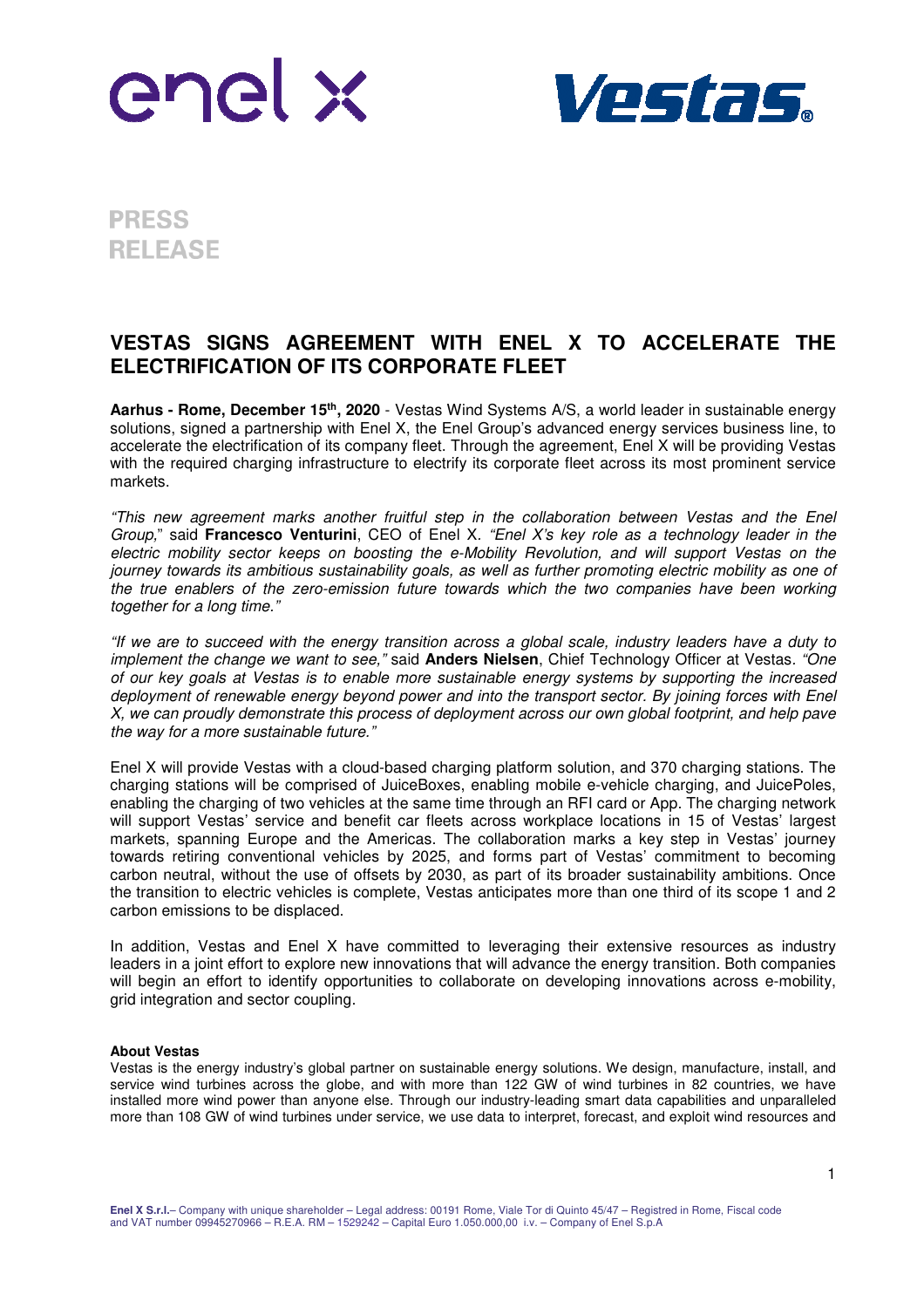enel x

Vestas

**PRESS RELEASE**

# VESTAS SIGNS AGREEMENT WITH ENEL X TO ACCELERATE THE ELECTRIFICATION OF ITS CORPORATE FLEET

**Aarhus - Rome, December 15th, 2020** - Vestas Wind Systems A/S, a world leader in sustainable energy solutions, signed a partnership with Enel X, the Enel Group's advanced energy services business line, to accelerate the electrification of its company fleet. Through the agreement, Enel X will be providing Vestas with the required charging infrastructure to electrify its corporate fleet across its most prominent service markets.

*"This new agreement marks another fruitful step in the collaboration between Vestas and the Enel Group,"* said **Francesco Venturini**, CEO of Enel X. *"Enel X's key role as a technology leader in the electric mobility sector keeps on boosting the e-Mobility Revolution, and will support Vestas on the journey towards its ambitious sustainability goals, as well as further promoting electric mobility as one of the true enablers of the zero-emission future towards which the two companies have been working together for a long time."*

*"If we are to succeed with the energy transition across a global scale, industry leaders have a duty to implement the change we want to see,"* said **Anders Nielsen**, Chief Technology Officer at Vestas. *"One of our key goals at Vestas is to enable more sustainable energy systems by supporting the increased deployment of renewable energy beyond power and into the transport sector. By joining forces with Enel X, we can proudly demonstrate this process of deployment across our own global footprint, and help pave the way for a more sustainable future."*

Enel X will provide Vestas with a cloud-based charging platform solution, and 370 charging stations. The charging stations will be comprised of JuiceBoxes, enabling mobile e-vehicle charging, and JuicePoles, enabling the charging of two vehicles at the same time through an RFI card or App. The charging network will support Vestas' service and benefit car fleets across workplace locations in 15 of Vestas' largest markets, spanning Europe and the Americas. The collaboration marks a key step in Vestas' journey towards retiring conventional vehicles by 2025, and forms part of Vestas' commitment to becoming carbon neutral, without the use of offsets by 2030, as part of its broader sustainability ambitions. Once the transition to electric vehicles is complete, Vestas anticipates more than one third of its scope 1 and 2 carbon emissions to be displaced.

In addition, Vestas and Enel X have committed to leveraging their extensive resources as industry leaders in a joint effort to explore new innovations that will advance the energy transition. Both companies will begin an effort to identify opportunities to collaborate on developing innovations across e-mobility, grid integration and sector coupling.

**About Vestas**

Vestas is the energy industry's global partner on sustainable energy solutions. We design, manufacture, install, and service wind turbines across the globe, and with more than 122 GW of wind turbines in 82 countries, we have installed more wind power than anyone else. Through our industry-leading smart data capabilities and unparalleled more than 108 GW of wind turbines under service, we use data to interpret, forecast, and exploit wind resources and

**Enel X S.r.l.**– Company with unique shareholder – Legal address: 00191 Rome, Viale Tor di Quinto 45/47 – Registred in Rome, Fiscal code and VAT number 09945270966 – R.E.A. RM – 1529242 – Capital Euro 1.050.000,00 i.v. – Company of Enel S.p.A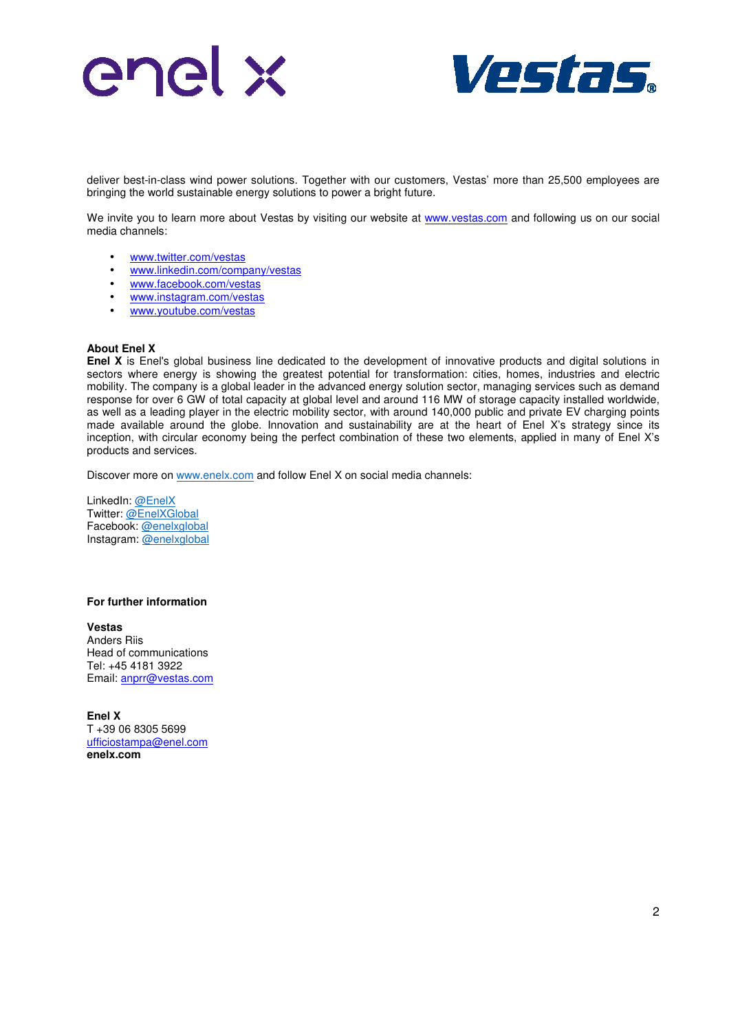deliver best-in-class wind power solutions. Together with our customers, Vestas' more than 25,500 employees are bringing the world sustainable energy solutions to power a bright future.

We invite you to learn more about Vestas by visiting our website at www.vestas.com and following us on our social media channels:

- www.twitter.com/vestas
- www.linkedin.com/company/vestas
- www.facebook.com/vestas
- www.instagram.com/vestas
- www.youtube.com/vestas

**About Enel X**

**Enel X** is Enel's global business line dedicated to the development of innovative products and digital solutions in sectors where energy is showing the greatest potential for transformation: cities, homes, industries and electric mobility. The company is a global leader in the advanced energy solution sector, managing services such as demand response for over 6 GW of total capacity at global level and around 116 MW of storage capacity installed worldwide, as well as a leading player in the electric mobility sector, with around 140,000 public and private EV charging points made available around the globe. Innovation and sustainability are at the heart of Enel X's strategy since its inception, with circular economy being the perfect combination of these two elements, applied in many of Enel X's products and services.

Discover more on www.enelx.com and follow Enel X on social media channels:

LinkedIn: @EnelX
Twitter: @EnelXGlobal
Facebook: @enelxglobal
Instagram: @enelxglobal

**For further information**

**Vestas**
Anders Riis
Head of communications
Tel: +45 4181 3922
Email: anprr@vestas.com

**Enel X**
T +39 06 8305 5699
ufficiostampa@enel.com
**enelx.com**